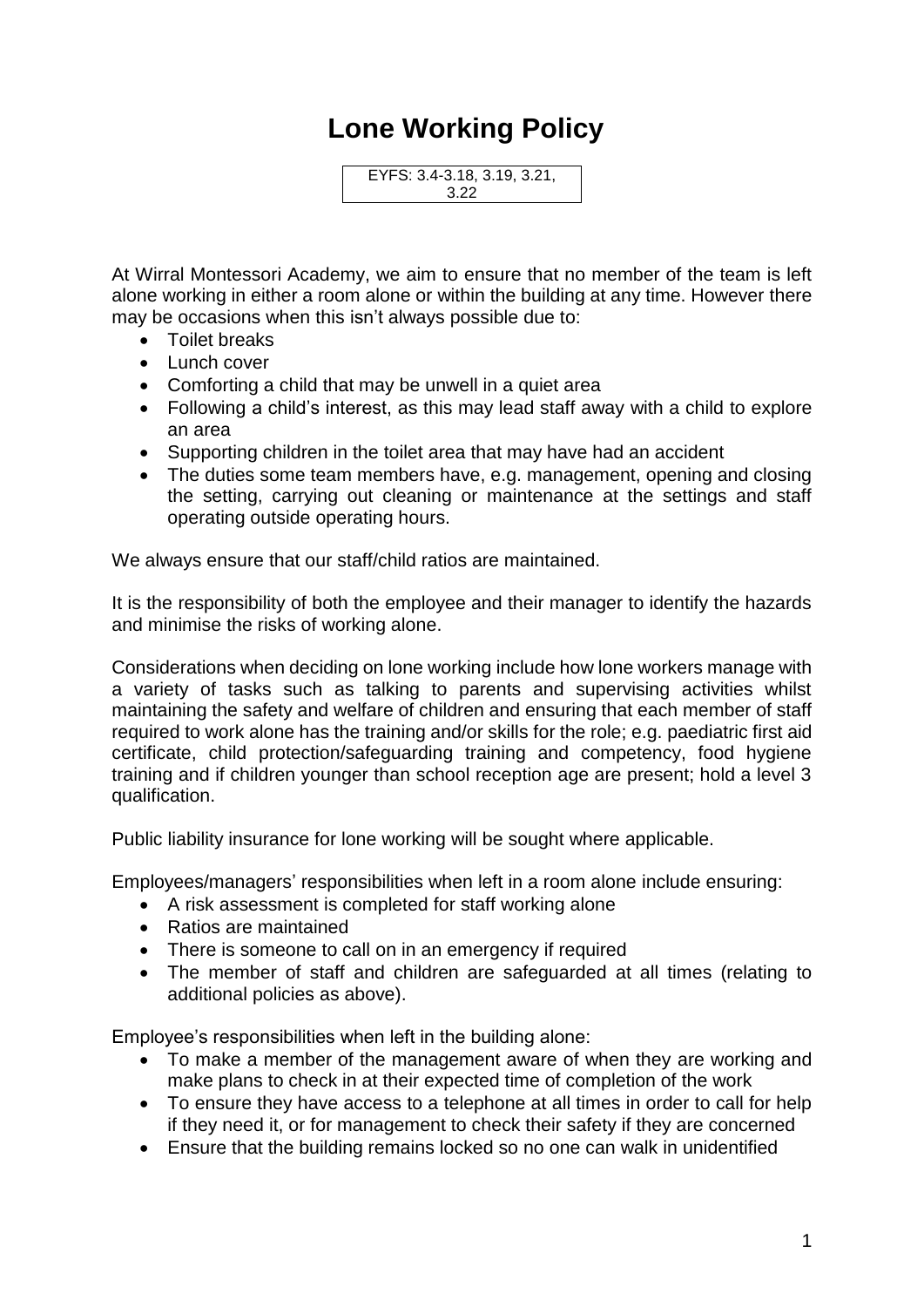# Lone Working Policy

EYFS: 3.4-3.18, 3.19, 3.21, 3.22

At Wirral Montessori Academy, we aim to ensure that no member of the team is left alone working in either a room alone or within the building at any time. However there may be occasions when this isn't always possible due to:

- Toilet breaks
- Lunch cover
- Comforting a child that may be unwell in a quiet area
- Following a child's interest, as this may lead staff away with a child to explore an area
- Supporting children in the toilet area that may have had an accident
- The duties some team members have, e.g. management, opening and closing the setting, carrying out cleaning or maintenance at the settings and staff operating outside operating hours.

We always ensure that our staff/child ratios are maintained.

It is the responsibility of both the employee and their manager to identify the hazards and minimise the risks of working alone.

Considerations when deciding on lone working include how lone workers manage with a variety of tasks such as talking to parents and supervising activities whilst maintaining the safety and welfare of children and ensuring that each member of staff required to work alone has the training and/or skills for the role; e.g. paediatric first aid certificate, child protection/safeguarding training and competency, food hygiene training and if children younger than school reception age are present; hold a level 3 qualification.

Public liability insurance for lone working will be sought where applicable.

Employees/managers' responsibilities when left in a room alone include ensuring:

- A risk assessment is completed for staff working alone
- Ratios are maintained
- There is someone to call on in an emergency if required
- The member of staff and children are safeguarded at all times (relating to additional policies as above).

Employee's responsibilities when left in the building alone:

- To make a member of the management aware of when they are working and make plans to check in at their expected time of completion of the work
- To ensure they have access to a telephone at all times in order to call for help if they need it, or for management to check their safety if they are concerned
- Ensure that the building remains locked so no one can walk in unidentified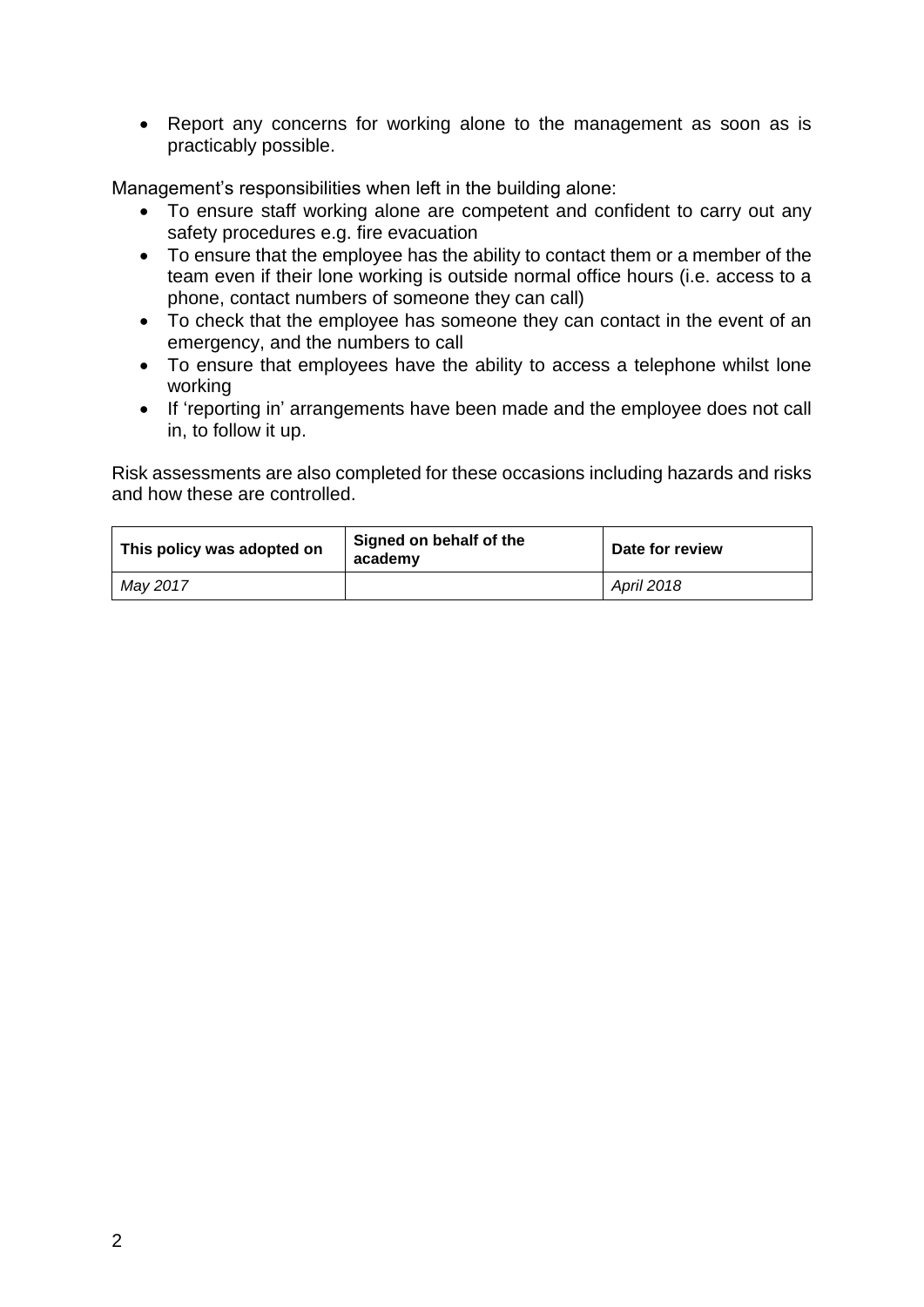- Report any concerns for working alone to the management as soon as is practicably possible.

Management's responsibilities when left in the building alone:

- To ensure staff working alone are competent and confident to carry out any safety procedures e.g. fire evacuation
- To ensure that the employee has the ability to contact them or a member of the team even if their lone working is outside normal office hours (i.e. access to a phone, contact numbers of someone they can call)
- To check that the employee has someone they can contact in the event of an emergency, and the numbers to call
- To ensure that employees have the ability to access a telephone whilst lone working
- If 'reporting in' arrangements have been made and the employee does not call in, to follow it up.

Risk assessments are also completed for these occasions including hazards and risks and how these are controlled.

| **This policy was adopted on** | **Signed on behalf of the academy** | **Date for review** |
|---|---|---|
| *May 2017* | | *April 2018* |